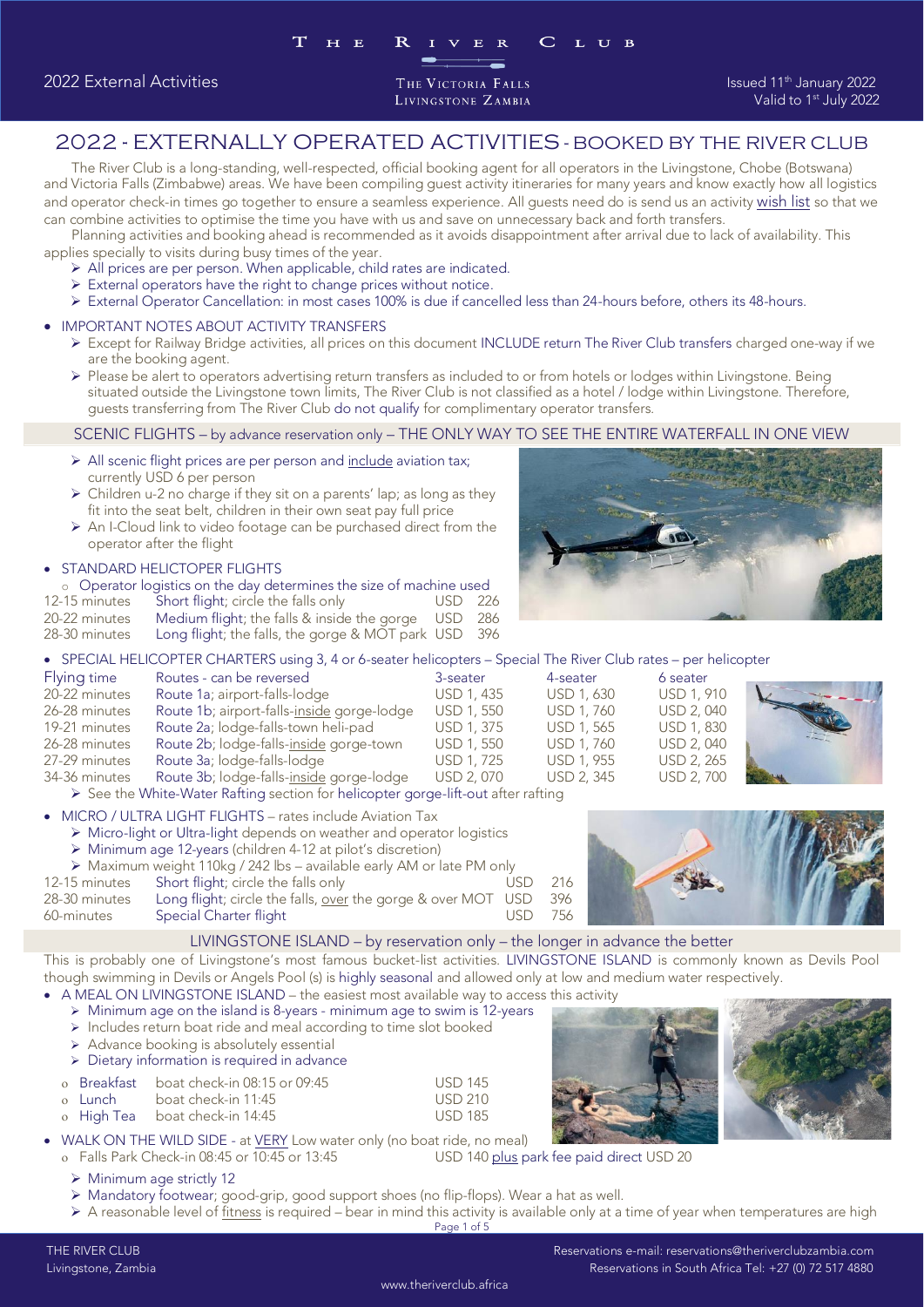# 2022 - EXTERNALLY OPERATED ACTIVITIES - BOOKED BY THE RIVER CLUB

The River Club is a long-standing, well-respected, official booking agent for all operators in the Livingstone, Chobe (Botswana) and Victoria Falls (Zimbabwe) areas. We have been compiling guest activity itineraries for many years and know exactly how all logistics and operator check-in times go together to ensure a seamless experience. All guests need do is send us an activity wish list so that we can combine activities to optimise the time you have with us and save on unnecessary back and forth transfers.

Planning activities and booking ahead is recommended as it avoids disappointment after arrival due to lack of availability. This applies specially to visits during busy times of the year.

- All prices are per person. When applicable, child rates are indicated.
- External operators have the right to change prices without notice.
- External Operator Cancellation: in most cases 100% is due if cancelled less than 24-hours before, others its 48-hours.

- IMPORTANT NOTES ABOUT ACTIVITY TRANSFERS
  - Except for Railway Bridge activities, all prices on this document INCLUDE return The River Club transfers charged one-way if we are the booking agent.
  - Please be alert to operators advertising return transfers as included to or from hotels or lodges within Livingstone. Being situated outside the Livingstone town limits, The River Club is not classified as a hotel / lodge within Livingstone. Therefore, guests transferring from The River Club do not qualify for complimentary operator transfers.

## SCENIC FLIGHTS – by advance reservation only – THE ONLY WAY TO SEE THE ENTIRE WATERFALL IN ONE VIEW

- All scenic flight prices are per person and include aviation tax; currently USD 6 per person
- Children u-2 no charge if they sit on a parents' lap; as long as they fit into the seat belt, children in their own seat pay full price
- An I-Cloud link to video footage can be purchased direct from the operator after the flight

- STANDARD HELICOPTER FLIGHTS
  - Operator logistics on the day determines the size of machine used

| | | |
|---|---|---|
| 12-15 minutes | Short flight; circle the falls only | USD 226 |
| 20-22 minutes | Medium flight; the falls & inside the gorge | USD 286 |
| 28-30 minutes | Long flight; the falls, the gorge & MOT park | USD 396 |

- SPECIAL HELICOPTER CHARTERS using 3, 4 or 6-seater helicopters – Special The River Club rates – per helicopter

| Flying time | Routes - can be reversed | 3-seater | 4-seater | 6 seater |
|---|---|---|---|---|
| 20-22 minutes | Route 1a; airport-falls-lodge | USD 1, 435 | USD 1, 630 | USD 1, 910 |
| 26-28 minutes | Route 1b; airport-falls-inside gorge-lodge | USD 1, 550 | USD 1, 760 | USD 2, 040 |
| 19-21 minutes | Route 2a; lodge-falls-town heli-pad | USD 1, 375 | USD 1, 565 | USD 1, 830 |
| 26-28 minutes | Route 2b; lodge-falls-inside gorge-town | USD 1, 550 | USD 1, 760 | USD 2, 040 |
| 27-29 minutes | Route 3a; lodge-falls-lodge | USD 1, 725 | USD 1, 955 | USD 2, 265 |
| 34-36 minutes | Route 3b; lodge-falls-inside gorge-lodge | USD 2, 070 | USD 2, 345 | USD 2, 700 |

- See the White-Water Rafting section for helicopter gorge-lift-out after rafting

- MICRO / ULTRA LIGHT FLIGHTS – rates include Aviation Tax
  - Micro-light or Ultra-light depends on weather and operator logistics
  - Minimum age 12-years (children 4-12 at pilot's discretion)
  - Maximum weight 110kg / 242 lbs – available early AM or late PM only

| | | |
|---|---|---|
| 12-15 minutes | Short flight; circle the falls only | USD 216 |
| 28-30 minutes | Long flight; circle the falls, over the gorge & over MOT | USD 396 |
| 60-minutes | Special Charter flight | USD 756 |

## LIVINGSTONE ISLAND – by reservation only – the longer in advance the better

This is probably one of Livingstone's most famous bucket-list activities. LIVINGSTONE ISLAND is commonly known as Devils Pool though swimming in Devils or Angels Pool (s) is highly seasonal and allowed only at low and medium water respectively.

- A MEAL ON LIVINGSTONE ISLAND – the easiest most available way to access this activity
  - Minimum age on the island is 8-years - minimum age to swim is 12-years
  - Includes return boat ride and meal according to time slot booked
  - Advance booking is absolutely essential
  - Dietary information is required in advance

| | | |
|---|---|---|
| Breakfast | boat check-in 08:15 or 09:45 | USD 145 |
| Lunch | boat check-in 11:45 | USD 210 |
| High Tea | boat check-in 14:45 | USD 185 |

- WALK ON THE WILD SIDE - at VERY Low water only (no boat ride, no meal)
  - Falls Park Check-in 08:45 or 10:45 or 13:45 — USD 140 plus park fee paid direct USD 20
  - Minimum age strictly 12
  - Mandatory footwear; good-grip, good support shoes (no flip-flops). Wear a hat as well.
  - A reasonable level of fitness is required – bear in mind this activity is available only at a time of year when temperatures are high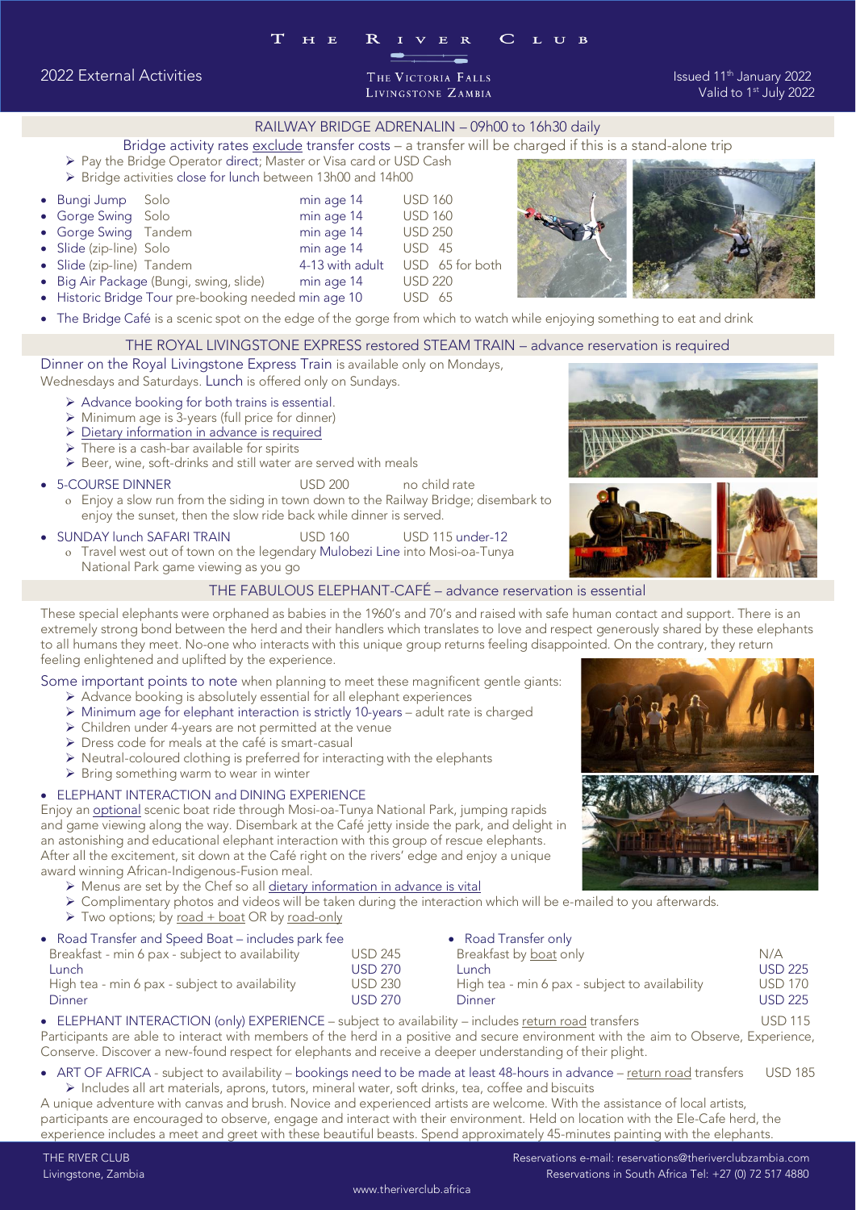# THE RIVER CLUB

THE VICTORIA FALLS
LIVINGSTONE ZAMBIA

2022 External Activities

Issued 11th January 2022
Valid to 1st July 2022

## RAILWAY BRIDGE ADRENALIN – 09h00 to 16h30 daily

Bridge activity rates exclude transfer costs – a transfer will be charged if this is a stand-alone trip

- Pay the Bridge Operator direct; Master or Visa card or USD Cash
- Bridge activities close for lunch between 13h00 and 14h00

| Activity | | Age | Rate |
|---|---|---|---|
| Bungi Jump | Solo | min age 14 | USD 160 |
| Gorge Swing | Solo | min age 14 | USD 160 |
| Gorge Swing | Tandem | min age 14 | USD 250 |
| Slide (zip-line) | Solo | min age 14 | USD 45 |
| Slide (zip-line) | Tandem | 4-13 with adult | USD 65 for both |
| Big Air Package (Bungi, swing, slide) | | min age 14 | USD 220 |
| Historic Bridge Tour pre-booking needed | | min age 10 | USD 65 |

- The Bridge Café is a scenic spot on the edge of the gorge from which to watch while enjoying something to eat and drink

## THE ROYAL LIVINGSTONE EXPRESS restored STEAM TRAIN – advance reservation is required

Dinner on the Royal Livingstone Express Train is available only on Mondays, Wednesdays and Saturdays. Lunch is offered only on Sundays.

- Advance booking for both trains is essential.
- Minimum age is 3-years (full price for dinner)
- Dietary information in advance is required
- There is a cash-bar available for spirits
- Beer, wine, soft-drinks and still water are served with meals

- 5-COURSE DINNER — USD 200 — no child rate
  - Enjoy a slow run from the siding in town down to the Railway Bridge; disembark to enjoy the sunset, then the slow ride back while dinner is served.
- SUNDAY lunch SAFARI TRAIN — USD 160 — USD 115 under-12
  - Travel west out of town on the legendary Mulobezi Line into Mosi-oa-Tunya National Park game viewing as you go

## THE FABULOUS ELEPHANT-CAFÉ – advance reservation is essential

These special elephants were orphaned as babies in the 1960's and 70's and raised with safe human contact and support. There is an extremely strong bond between the herd and their handlers which translates to love and respect generously shared by these elephants to all humans they meet. No-one who interacts with this unique group returns feeling disappointed. On the contrary, they return feeling enlightened and uplifted by the experience.

Some important points to note when planning to meet these magnificent gentle giants:

- Advance booking is absolutely essential for all elephant experiences
- Minimum age for elephant interaction is strictly 10-years – adult rate is charged
- Children under 4-years are not permitted at the venue
- Dress code for meals at the café is smart-casual
- Neutral-coloured clothing is preferred for interacting with the elephants
- Bring something warm to wear in winter

- ELEPHANT INTERACTION and DINING EXPERIENCE

Enjoy an optional scenic boat ride through Mosi-oa-Tunya National Park, jumping rapids and game viewing along the way. Disembark at the Café jetty inside the park, and delight in an astonishing and educational elephant interaction with this group of rescue elephants. After all the excitement, sit down at the Café right on the rivers' edge and enjoy a unique award winning African-Indigenous-Fusion meal.

- Menus are set by the Chef so all dietary information in advance is vital
- Complimentary photos and videos will be taken during the interaction which will be e-mailed to you afterwards.
- Two options; by road + boat OR by road-only

| Road Transfer and Speed Boat – includes park fee | | Road Transfer only | |
|---|---|---|---|
| Breakfast - min 6 pax - subject to availability | USD 245 | Breakfast by boat only | N/A |
| Lunch | USD 270 | Lunch | USD 225 |
| High tea - min 6 pax - subject to availability | USD 230 | High tea - min 6 pax - subject to availability | USD 170 |
| Dinner | USD 270 | Dinner | USD 225 |

- ELEPHANT INTERACTION (only) EXPERIENCE – subject to availability – includes return road transfers — USD 115

Participants are able to interact with members of the herd in a positive and secure environment with the aim to Observe, Experience, Conserve. Discover a new-found respect for elephants and receive a deeper understanding of their plight.

- ART OF AFRICA - subject to availability – bookings need to be made at least 48-hours in advance – return road transfers — USD 185
  - Includes all art materials, aprons, tutors, mineral water, soft drinks, tea, coffee and biscuits

A unique adventure with canvas and brush. Novice and experienced artists are welcome. With the assistance of local artists, participants are encouraged to observe, engage and interact with their environment. Held on location with the Ele-Cafe herd, the experience includes a meet and greet with these beautiful beasts. Spend approximately 45-minutes painting with the elephants.

THE RIVER CLUB
Livingstone, Zambia

Reservations e-mail: reservations@theriverclubzambia.com
Reservations in South Africa Tel: +27 (0) 72 517 4880

www.theriverclub.africa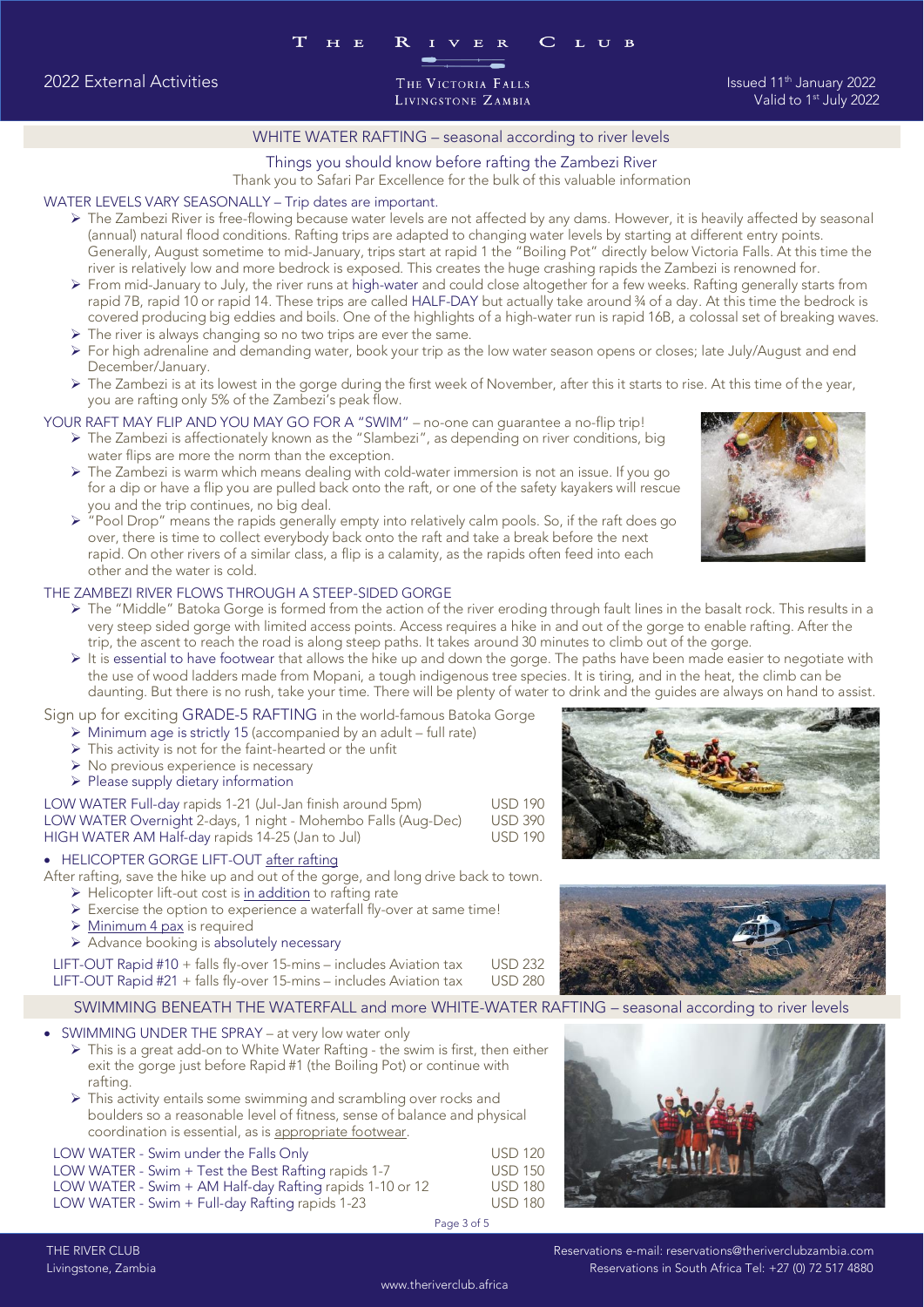## WHITE WATER RAFTING – seasonal according to river levels

### Things you should know before rafting the Zambezi River

Thank you to Safari Par Excellence for the bulk of this valuable information

**WATER LEVELS VARY SEASONALLY – Trip dates are important.**

- The Zambezi River is free-flowing because water levels are not affected by any dams. However, it is heavily affected by seasonal (annual) natural flood conditions. Rafting trips are adapted to changing water levels by starting at different entry points. Generally, August sometime to mid-January, trips start at rapid 1 the "Boiling Pot" directly below Victoria Falls. At this time the river is relatively low and more bedrock is exposed. This creates the huge crashing rapids the Zambezi is renowned for.
- From mid-January to July, the river runs at high-water and could close altogether for a few weeks. Rafting generally starts from rapid 7B, rapid 10 or rapid 14. These trips are called HALF-DAY but actually take around ¾ of a day. At this time the bedrock is covered producing big eddies and boils. One of the highlights of a high-water run is rapid 16B, a colossal set of breaking waves.
- The river is always changing so no two trips are ever the same.
- For high adrenaline and demanding water, book your trip as the low water season opens or closes; late July/August and end December/January.
- The Zambezi is at its lowest in the gorge during the first week of November, after this it starts to rise. At this time of the year, you are rafting only 5% of the Zambezi's peak flow.

**YOUR RAFT MAY FLIP AND YOU MAY GO FOR A "SWIM"** – no-one can guarantee a no-flip trip!

- The Zambezi is affectionately known as the "Slambezi", as depending on river conditions, big water flips are more the norm than the exception.
- The Zambezi is warm which means dealing with cold-water immersion is not an issue. If you go for a dip or have a flip you are pulled back onto the raft, or one of the safety kayakers will rescue you and the trip continues, no big deal.
- "Pool Drop" means the rapids generally empty into relatively calm pools. So, if the raft does go over, there is time to collect everybody back onto the raft and take a break before the next rapid. On other rivers of a similar class, a flip is a calamity, as the rapids often feed into each other and the water is cold.

**THE ZAMBEZI RIVER FLOWS THROUGH A STEEP-SIDED GORGE**

- The "Middle" Batoka Gorge is formed from the action of the river eroding through fault lines in the basalt rock. This results in a very steep sided gorge with limited access points. Access requires a hike in and out of the gorge to enable rafting. After the trip, the ascent to reach the road is along steep paths. It takes around 30 minutes to climb out of the gorge.
- It is essential to have footwear that allows the hike up and down the gorge. The paths have been made easier to negotiate with the use of wood ladders made from Mopani, a tough indigenous tree species. It is tiring, and in the heat, the climb can be daunting. But there is no rush, take your time. There will be plenty of water to drink and the guides are always on hand to assist.

### Sign up for exciting GRADE-5 RAFTING in the world-famous Batoka Gorge

- Minimum age is strictly 15 (accompanied by an adult – full rate)
- This activity is not for the faint-hearted or the unfit
- No previous experience is necessary
- Please supply dietary information

| | |
|---|---|
| LOW WATER Full-day rapids 1-21 (Jul-Jan finish around 5pm) | USD 190 |
| LOW WATER Overnight 2-days, 1 night - Mohembo Falls (Aug-Dec) | USD 390 |
| HIGH WATER AM Half-day rapids 14-25 (Jan to Jul) | USD 190 |

- **HELICOPTER GORGE LIFT-OUT after rafting**

After rafting, save the hike up and out of the gorge, and long drive back to town.

- Helicopter lift-out cost is in addition to rafting rate
- Exercise the option to experience a waterfall fly-over at same time!
- Minimum 4 pax is required
- Advance booking is absolutely necessary

| | |
|---|---|
| LIFT-OUT Rapid #10 + falls fly-over 15-mins – includes Aviation tax | USD 232 |
| LIFT-OUT Rapid #21 + falls fly-over 15-mins – includes Aviation tax | USD 280 |

## SWIMMING BENEATH THE WATERFALL and more WHITE-WATER RAFTING – seasonal according to river levels

- **SWIMMING UNDER THE SPRAY** – at very low water only
  - This is a great add-on to White Water Rafting - the swim is first, then either exit the gorge just before Rapid #1 (the Boiling Pot) or continue with rafting.
  - This activity entails some swimming and scrambling over rocks and boulders so a reasonable level of fitness, sense of balance and physical coordination is essential, as is appropriate footwear.

| | |
|---|---|
| LOW WATER - Swim under the Falls Only | USD 120 |
| LOW WATER - Swim + Test the Best Rafting rapids 1-7 | USD 150 |
| LOW WATER - Swim + AM Half-day Rafting rapids 1-10 or 12 | USD 180 |
| LOW WATER - Swim + Full-day Rafting rapids 1-23 | USD 180 |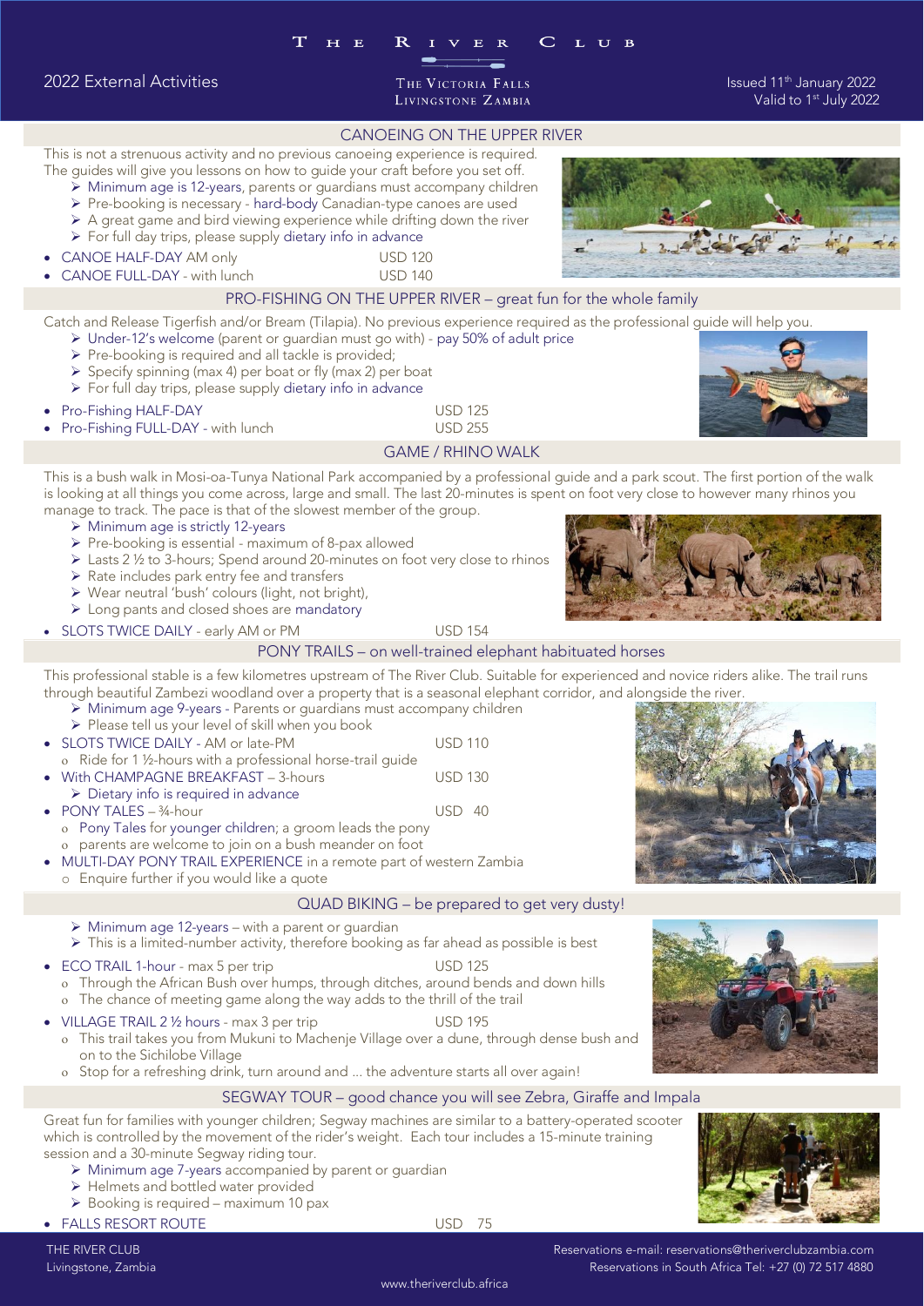# THE RIVER CLUB

THE VICTORIA FALLS
LIVINGSTONE ZAMBIA

2022 External Activities

Issued 11th January 2022
Valid to 1st July 2022

## CANOEING ON THE UPPER RIVER

This is not a strenuous activity and no previous canoeing experience is required. The guides will give you lessons on how to guide your craft before you set off.

- Minimum age is 12-years, parents or guardians must accompany children
- Pre-booking is necessary - hard-body Canadian-type canoes are used
- A great game and bird viewing experience while drifting down the river
- For full day trips, please supply dietary info in advance

- CANOE HALF-DAY AM only — USD 120
- CANOE FULL-DAY - with lunch — USD 140

## PRO-FISHING ON THE UPPER RIVER – great fun for the whole family

Catch and Release Tigerfish and/or Bream (Tilapia). No previous experience required as the professional guide will help you.

- Under-12's welcome (parent or guardian must go with) - pay 50% of adult price
- Pre-booking is required and all tackle is provided;
- Specify spinning (max 4) per boat or fly (max 2) per boat
- For full day trips, please supply dietary info in advance

- Pro-Fishing HALF-DAY — USD 125
- Pro-Fishing FULL-DAY - with lunch — USD 255

## GAME / RHINO WALK

This is a bush walk in Mosi-oa-Tunya National Park accompanied by a professional guide and a park scout. The first portion of the walk is looking at all things you come across, large and small. The last 20-minutes is spent on foot very close to however many rhinos you manage to track. The pace is that of the slowest member of the group.

- Minimum age is strictly 12-years
- Pre-booking is essential - maximum of 8-pax allowed
- Lasts 2 ½ to 3-hours; Spend around 20-minutes on foot very close to rhinos
- Rate includes park entry fee and transfers
- Wear neutral 'bush' colours (light, not bright),
- Long pants and closed shoes are mandatory

- SLOTS TWICE DAILY - early AM or PM — USD 154

## PONY TRAILS – on well-trained elephant habituated horses

This professional stable is a few kilometres upstream of The River Club. Suitable for experienced and novice riders alike. The trail runs through beautiful Zambezi woodland over a property that is a seasonal elephant corridor, and alongside the river.

- Minimum age 9-years - Parents or guardians must accompany children
- Please tell us your level of skill when you book

- SLOTS TWICE DAILY - AM or late-PM — USD 110
  - Ride for 1 ½-hours with a professional horse-trail guide
- With CHAMPAGNE BREAKFAST – 3-hours — USD 130
  - Dietary info is required in advance
- PONY TALES – ¾-hour — USD 40
  - Pony Tales for younger children; a groom leads the pony
  - parents are welcome to join on a bush meander on foot
- MULTI-DAY PONY TRAIL EXPERIENCE in a remote part of western Zambia
  - Enquire further if you would like a quote

## QUAD BIKING – be prepared to get very dusty!

- Minimum age 12-years – with a parent or guardian
- This is a limited-number activity, therefore booking as far ahead as possible is best

- ECO TRAIL 1-hour - max 5 per trip — USD 125
  - Through the African Bush over humps, through ditches, around bends and down hills
  - The chance of meeting game along the way adds to the thrill of the trail
- VILLAGE TRAIL 2 ½ hours - max 3 per trip — USD 195
  - This trail takes you from Mukuni to Machenje Village over a dune, through dense bush and on to the Sichilobe Village
  - Stop for a refreshing drink, turn around and ... the adventure starts all over again!

## SEGWAY TOUR – good chance you will see Zebra, Giraffe and Impala

Great fun for families with younger children; Segway machines are similar to a battery-operated scooter which is controlled by the movement of the rider's weight. Each tour includes a 15-minute training session and a 30-minute Segway riding tour.

- Minimum age 7-years accompanied by parent or guardian
- Helmets and bottled water provided
- Booking is required – maximum 10 pax

- FALLS RESORT ROUTE — USD 75

THE RIVER CLUB
Livingstone, Zambia

Reservations e-mail: reservations@theriverclubzambia.com
Reservations in South Africa Tel: +27 (0) 72 517 4880

www.theriverclub.africa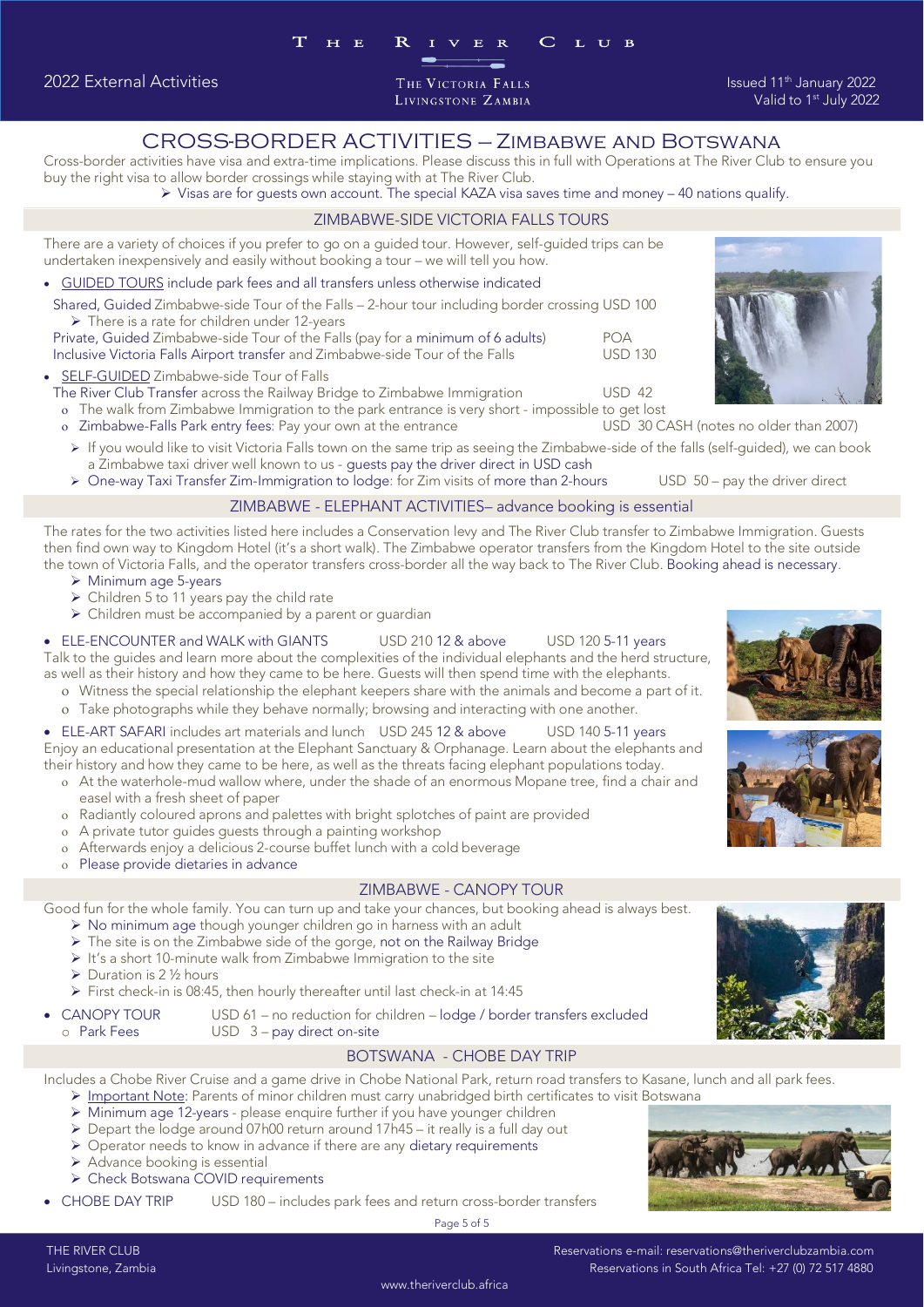# CROSS-BORDER ACTIVITIES – Zimbabwe and Botswana

Cross-border activities have visa and extra-time implications. Please discuss this in full with Operations at The River Club to ensure you buy the right visa to allow border crossings while staying with at The River Club.

- Visas are for guests own account. The special KAZA visa saves time and money – 40 nations qualify.

## ZIMBABWE-SIDE VICTORIA FALLS TOURS

There are a variety of choices if you prefer to go on a guided tour. However, self-guided trips can be undertaken inexpensively and easily without booking a tour – we will tell you how.

- GUIDED TOURS include park fees and all transfers unless otherwise indicated

Shared, Guided Zimbabwe-side Tour of the Falls – 2-hour tour including border crossing USD 100

- There is a rate for children under 12-years

Private, Guided Zimbabwe-side Tour of the Falls (pay for a minimum of 6 adults) POA

Inclusive Victoria Falls Airport transfer and Zimbabwe-side Tour of the Falls USD 130

- SELF-GUIDED Zimbabwe-side Tour of Falls

The River Club Transfer across the Railway Bridge to Zimbabwe Immigration USD 42

- The walk from Zimbabwe Immigration to the park entrance is very short - impossible to get lost
- Zimbabwe-Falls Park entry fees: Pay your own at the entrance USD 30 CASH (notes no older than 2007)

- If you would like to visit Victoria Falls town on the same trip as seeing the Zimbabwe-side of the falls (self-guided), we can book a Zimbabwe taxi driver well known to us - guests pay the driver direct in USD cash
- One-way Taxi Transfer Zim-Immigration to lodge: for Zim visits of more than 2-hours USD 50 – pay the driver direct

## ZIMBABWE - ELEPHANT ACTIVITIES– advance booking is essential

The rates for the two activities listed here includes a Conservation levy and The River Club transfer to Zimbabwe Immigration. Guests then find own way to Kingdom Hotel (it's a short walk). The Zimbabwe operator transfers from the Kingdom Hotel to the site outside the town of Victoria Falls, and the operator transfers cross-border all the way back to The River Club. Booking ahead is necessary.

- Minimum age 5-years
- Children 5 to 11 years pay the child rate
- Children must be accompanied by a parent or guardian

- ELE-ENCOUNTER and WALK with GIANTS USD 210 12 & above USD 120 5-11 years

Talk to the guides and learn more about the complexities of the individual elephants and the herd structure, as well as their history and how they came to be here. Guests will then spend time with the elephants.

- Witness the special relationship the elephant keepers share with the animals and become a part of it.
- Take photographs while they behave normally; browsing and interacting with one another.

- ELE-ART SAFARI includes art materials and lunch USD 245 12 & above USD 140 5-11 years

Enjoy an educational presentation at the Elephant Sanctuary & Orphanage. Learn about the elephants and their history and how they came to be here, as well as the threats facing elephant populations today.

- At the waterhole-mud wallow where, under the shade of an enormous Mopane tree, find a chair and easel with a fresh sheet of paper
- Radiantly coloured aprons and palettes with bright splotches of paint are provided
- A private tutor guides guests through a painting workshop
- Afterwards enjoy a delicious 2-course buffet lunch with a cold beverage
- Please provide dietaries in advance

## ZIMBABWE - CANOPY TOUR

Good fun for the whole family. You can turn up and take your chances, but booking ahead is always best.

- No minimum age though younger children go in harness with an adult
- The site is on the Zimbabwe side of the gorge, not on the Railway Bridge
- It's a short 10-minute walk from Zimbabwe Immigration to the site
- Duration is 2 ½ hours
- First check-in is 08:45, then hourly thereafter until last check-in at 14:45

- CANOPY TOUR USD 61 – no reduction for children – lodge / border transfers excluded
  - Park Fees USD 3 – pay direct on-site

## BOTSWANA - CHOBE DAY TRIP

Includes a Chobe River Cruise and a game drive in Chobe National Park, return road transfers to Kasane, lunch and all park fees.

- Important Note: Parents of minor children must carry unabridged birth certificates to visit Botswana
- Minimum age 12-years - please enquire further if you have younger children
- Depart the lodge around 07h00 return around 17h45 – it really is a full day out
- Operator needs to know in advance if there are any dietary requirements
- Advance booking is essential
- Check Botswana COVID requirements

- CHOBE DAY TRIP USD 180 – includes park fees and return cross-border transfers